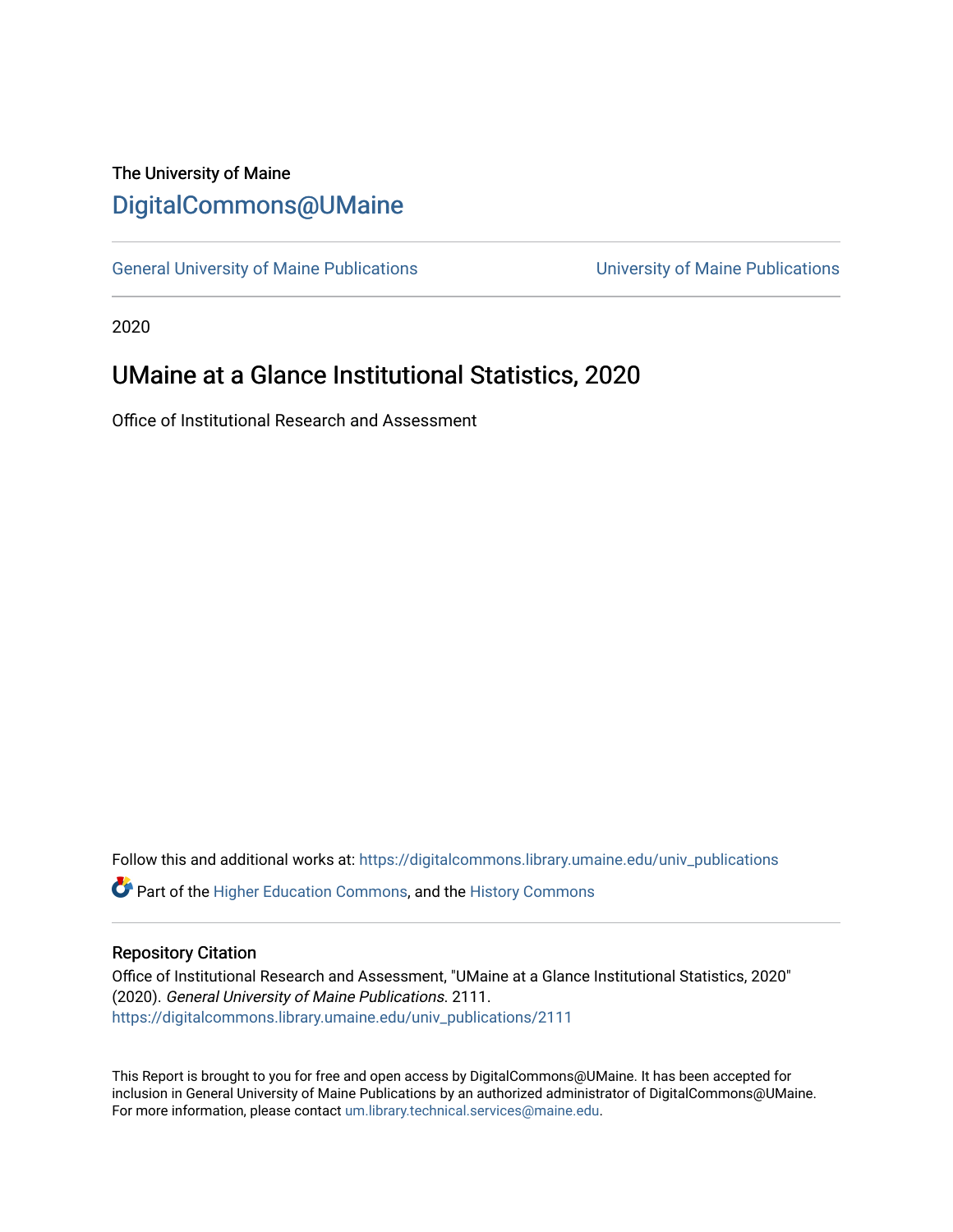The University of Maine

# DigitalCommons@UMaine

General University of Maine Publications | University of Maine Publications

2020

## UMaine at a Glance Institutional Statistics, 2020

Office of Institutional Research and Assessment

Follow this and additional works at: https://digitalcommons.library.umaine.edu/univ_publications

Part of the Higher Education Commons, and the History Commons

### Repository Citation

Office of Institutional Research and Assessment, "UMaine at a Glance Institutional Statistics, 2020" (2020). *General University of Maine Publications*. 2111.
https://digitalcommons.library.umaine.edu/univ_publications/2111

This Report is brought to you for free and open access by DigitalCommons@UMaine. It has been accepted for inclusion in General University of Maine Publications by an authorized administrator of DigitalCommons@UMaine. For more information, please contact um.library.technical.services@maine.edu.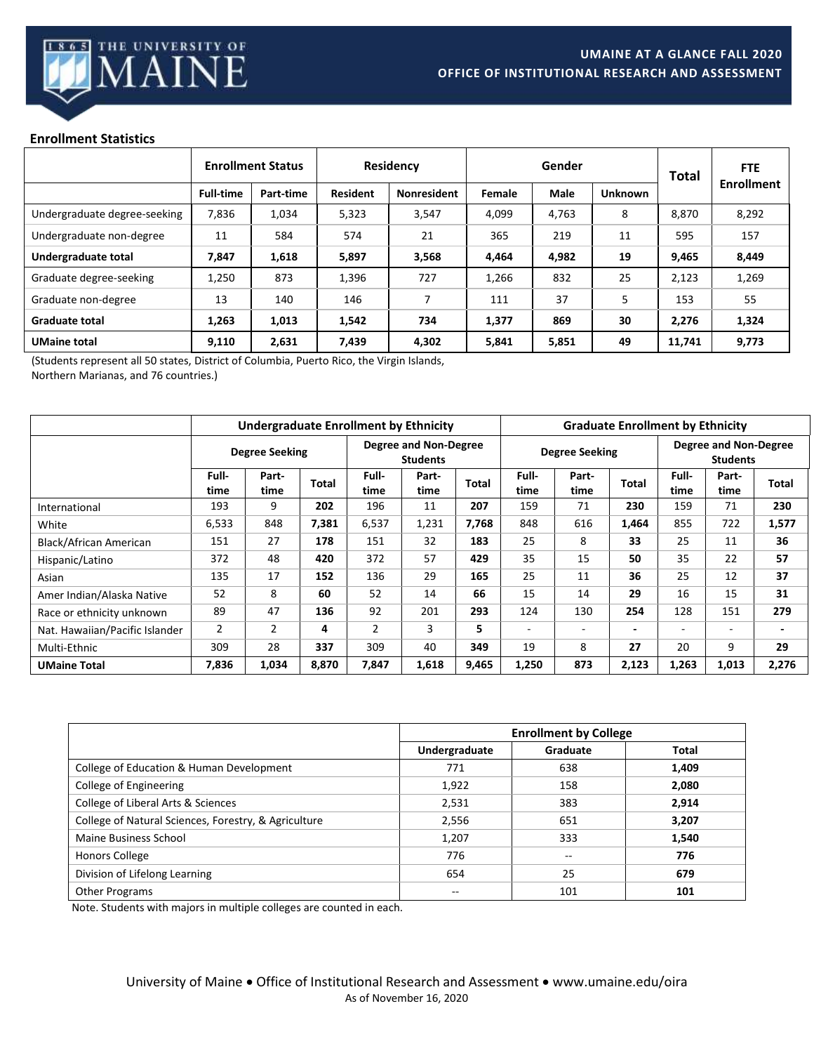**UMAINE AT A GLANCE FALL 2020**
**OFFICE OF INSTITUTIONAL RESEARCH AND ASSESSMENT**

## Enrollment Statistics

| | Enrollment Status | | Residency | | Gender | | | Total | FTE Enrollment |
|---|---|---|---|---|---|---|---|---|---|
| | Full-time | Part-time | Resident | Nonresident | Female | Male | Unknown | | |
| Undergraduate degree-seeking | 7,836 | 1,034 | 5,323 | 3,547 | 4,099 | 4,763 | 8 | 8,870 | 8,292 |
| Undergraduate non-degree | 11 | 584 | 574 | 21 | 365 | 219 | 11 | 595 | 157 |
| **Undergraduate total** | **7,847** | **1,618** | **5,897** | **3,568** | **4,464** | **4,982** | **19** | **9,465** | **8,449** |
| Graduate degree-seeking | 1,250 | 873 | 1,396 | 727 | 1,266 | 832 | 25 | 2,123 | 1,269 |
| Graduate non-degree | 13 | 140 | 146 | 7 | 111 | 37 | 5 | 153 | 55 |
| **Graduate total** | **1,263** | **1,013** | **1,542** | **734** | **1,377** | **869** | **30** | **2,276** | **1,324** |
| **UMaine total** | **9,110** | **2,631** | **7,439** | **4,302** | **5,841** | **5,851** | **49** | **11,741** | **9,773** |

(Students represent all 50 states, District of Columbia, Puerto Rico, the Virgin Islands, Northern Marianas, and 76 countries.)

| | Undergraduate Enrollment by Ethnicity | | | | | | Graduate Enrollment by Ethnicity | | | | | |
|---|---|---|---|---|---|---|---|---|---|---|---|---|
| | Degree Seeking | | | Degree and Non-Degree Students | | | Degree Seeking | | | Degree and Non-Degree Students | | |
| | Full-time | Part-time | Total | Full-time | Part-time | Total | Full-time | Part-time | Total | Full-time | Part-time | Total |
| International | 193 | 9 | **202** | 196 | 11 | **207** | 159 | 71 | **230** | 159 | 71 | **230** |
| White | 6,533 | 848 | **7,381** | 6,537 | 1,231 | **7,768** | 848 | 616 | **1,464** | 855 | 722 | **1,577** |
| Black/African American | 151 | 27 | **178** | 151 | 32 | **183** | 25 | 8 | **33** | 25 | 11 | **36** |
| Hispanic/Latino | 372 | 48 | **420** | 372 | 57 | **429** | 35 | 15 | **50** | 35 | 22 | **57** |
| Asian | 135 | 17 | **152** | 136 | 29 | **165** | 25 | 11 | **36** | 25 | 12 | **37** |
| Amer Indian/Alaska Native | 52 | 8 | **60** | 52 | 14 | **66** | 15 | 14 | **29** | 16 | 15 | **31** |
| Race or ethnicity unknown | 89 | 47 | **136** | 92 | 201 | **293** | 124 | 130 | **254** | 128 | 151 | **279** |
| Nat. Hawaiian/Pacific Islander | 2 | 2 | **4** | 2 | 3 | **5** | - | - | **-** | - | - | **-** |
| Multi-Ethnic | 309 | 28 | **337** | 309 | 40 | **349** | 19 | 8 | **27** | 20 | 9 | **29** |
| **UMaine Total** | **7,836** | **1,034** | **8,870** | **7,847** | **1,618** | **9,465** | **1,250** | **873** | **2,123** | **1,263** | **1,013** | **2,276** |

| | Enrollment by College | | |
|---|---|---|---|
| | Undergraduate | Graduate | Total |
| College of Education & Human Development | 771 | 638 | **1,409** |
| College of Engineering | 1,922 | 158 | **2,080** |
| College of Liberal Arts & Sciences | 2,531 | 383 | **2,914** |
| College of Natural Sciences, Forestry, & Agriculture | 2,556 | 651 | **3,207** |
| Maine Business School | 1,207 | 333 | **1,540** |
| Honors College | 776 | -- | **776** |
| Division of Lifelong Learning | 654 | 25 | **679** |
| Other Programs | -- | 101 | **101** |

Note. Students with majors in multiple colleges are counted in each.

University of Maine • Office of Institutional Research and Assessment • www.umaine.edu/oira
As of November 16, 2020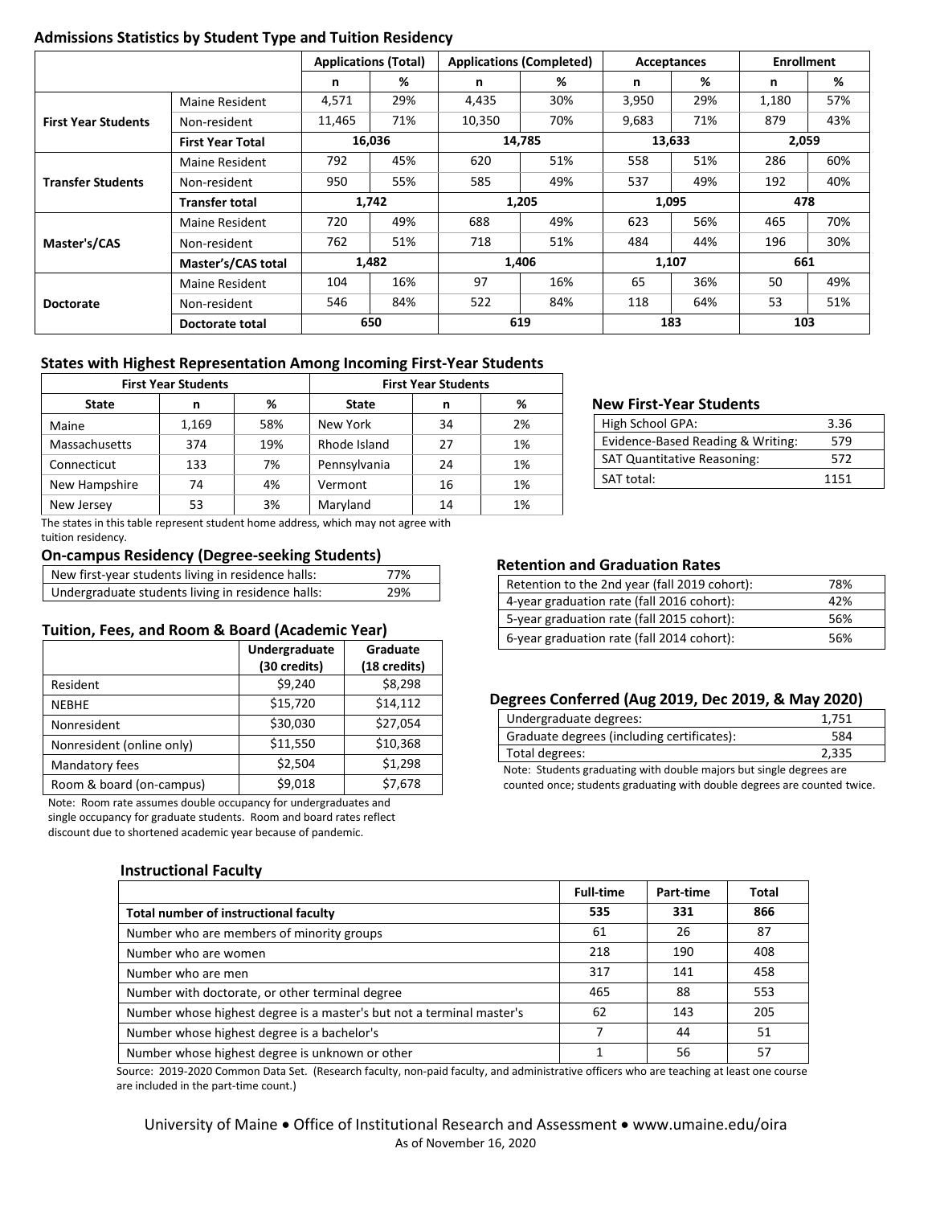### Admissions Statistics by Student Type and Tuition Residency

| | | Applications (Total) | | Applications (Completed) | | Acceptances | | Enrollment | |
|---|---|---|---|---|---|---|---|---|---|
| | | n | % | n | % | n | % | n | % |
| **First Year Students** | Maine Resident | 4,571 | 29% | 4,435 | 30% | 3,950 | 29% | 1,180 | 57% |
| | Non-resident | 11,465 | 71% | 10,350 | 70% | 9,683 | 71% | 879 | 43% |
| | **First Year Total** | 16,036 | | 14,785 | | 13,633 | | 2,059 | |
| **Transfer Students** | Maine Resident | 792 | 45% | 620 | 51% | 558 | 51% | 286 | 60% |
| | Non-resident | 950 | 55% | 585 | 49% | 537 | 49% | 192 | 40% |
| | **Transfer total** | 1,742 | | 1,205 | | 1,095 | | 478 | |
| **Master's/CAS** | Maine Resident | 720 | 49% | 688 | 49% | 623 | 56% | 465 | 70% |
| | Non-resident | 762 | 51% | 718 | 51% | 484 | 44% | 196 | 30% |
| | **Master's/CAS total** | 1,482 | | 1,406 | | 1,107 | | 661 | |
| **Doctorate** | Maine Resident | 104 | 16% | 97 | 16% | 65 | 36% | 50 | 49% |
| | Non-resident | 546 | 84% | 522 | 84% | 118 | 64% | 53 | 51% |
| | **Doctorate total** | 650 | | 619 | | 183 | | 103 | |

### States with Highest Representation Among Incoming First-Year Students

| First Year Students | | | First Year Students | | |
|---|---|---|---|---|---|
| State | n | % | State | n | % |
| Maine | 1,169 | 58% | New York | 34 | 2% |
| Massachusetts | 374 | 19% | Rhode Island | 27 | 1% |
| Connecticut | 133 | 7% | Pennsylvania | 24 | 1% |
| New Hampshire | 74 | 4% | Vermont | 16 | 1% |
| New Jersey | 53 | 3% | Maryland | 14 | 1% |

The states in this table represent student home address, which may not agree with tuition residency.

### New First-Year Students

| | |
|---|---|
| High School GPA: | 3.36 |
| Evidence-Based Reading & Writing: | 579 |
| SAT Quantitative Reasoning: | 572 |
| SAT total: | 1151 |

### On-campus Residency (Degree-seeking Students)

| | |
|---|---|
| New first-year students living in residence halls: | 77% |
| Undergraduate students living in residence halls: | 29% |

### Retention and Graduation Rates

| | |
|---|---|
| Retention to the 2nd year (fall 2019 cohort): | 78% |
| 4-year graduation rate (fall 2016 cohort): | 42% |
| 5-year graduation rate (fall 2015 cohort): | 56% |
| 6-year graduation rate (fall 2014 cohort): | 56% |

### Tuition, Fees, and Room & Board (Academic Year)

| | Undergraduate (30 credits) | Graduate (18 credits) |
|---|---|---|
| Resident | $9,240 | $8,298 |
| NEBHE | $15,720 | $14,112 |
| Nonresident | $30,030 | $27,054 |
| Nonresident (online only) | $11,550 | $10,368 |
| Mandatory fees | $2,504 | $1,298 |
| Room & board (on-campus) | $9,018 | $7,678 |

Note: Room rate assumes double occupancy for undergraduates and single occupancy for graduate students. Room and board rates reflect discount due to shortened academic year because of pandemic.

### Degrees Conferred (Aug 2019, Dec 2019, & May 2020)

| | |
|---|---|
| Undergraduate degrees: | 1,751 |
| Graduate degrees (including certificates): | 584 |
| Total degrees: | 2,335 |

Note: Students graduating with double majors but single degrees are counted once; students graduating with double degrees are counted twice.

### Instructional Faculty

| | Full-time | Part-time | Total |
|---|---|---|---|
| **Total number of instructional faculty** | **535** | **331** | **866** |
| Number who are members of minority groups | 61 | 26 | 87 |
| Number who are women | 218 | 190 | 408 |
| Number who are men | 317 | 141 | 458 |
| Number with doctorate, or other terminal degree | 465 | 88 | 553 |
| Number whose highest degree is a master's but not a terminal master's | 62 | 143 | 205 |
| Number whose highest degree is a bachelor's | 7 | 44 | 51 |
| Number whose highest degree is unknown or other | 1 | 56 | 57 |

Source: 2019-2020 Common Data Set. (Research faculty, non-paid faculty, and administrative officers who are teaching at least one course are included in the part-time count.)

University of Maine • Office of Institutional Research and Assessment • www.umaine.edu/oira
As of November 16, 2020